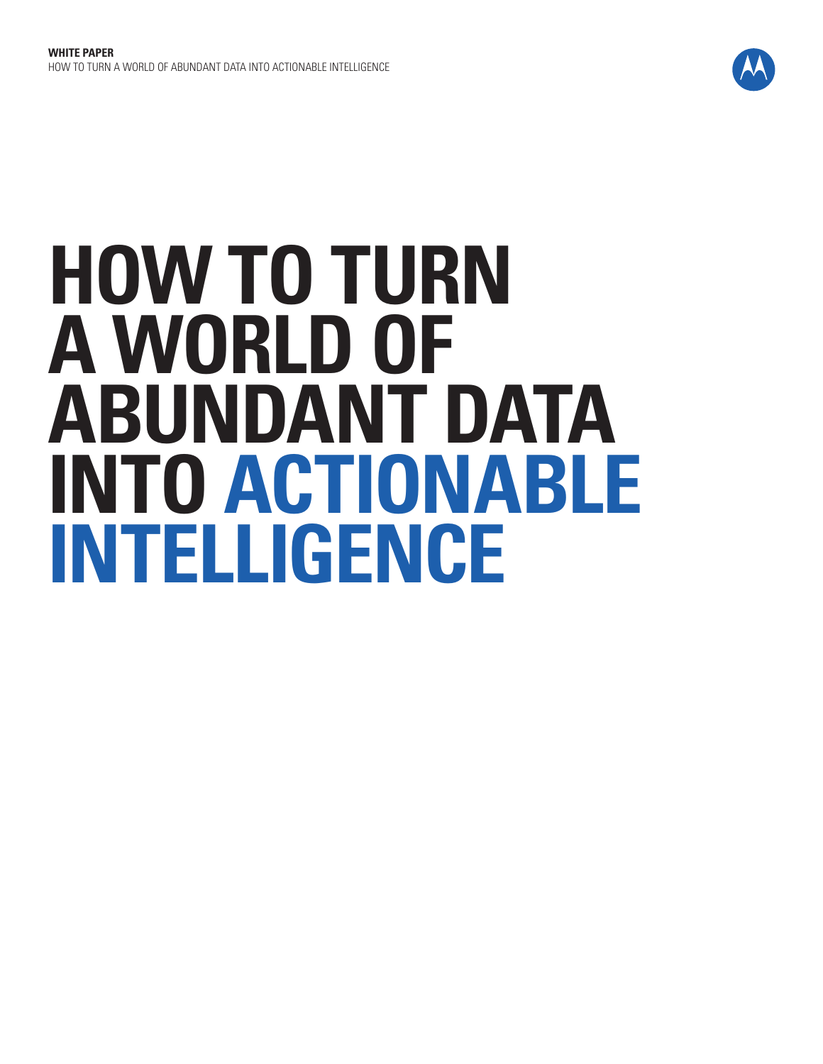**WHITE PAPER**

HOW TO TURN A WORLD OF ABUNDANT DATA INTO ACTIONABLE INTELLIGENCE

# HOW TO TURN A WORLD OF ABUNDANT DATA INTO ACTIONABLE INTELLIGENCE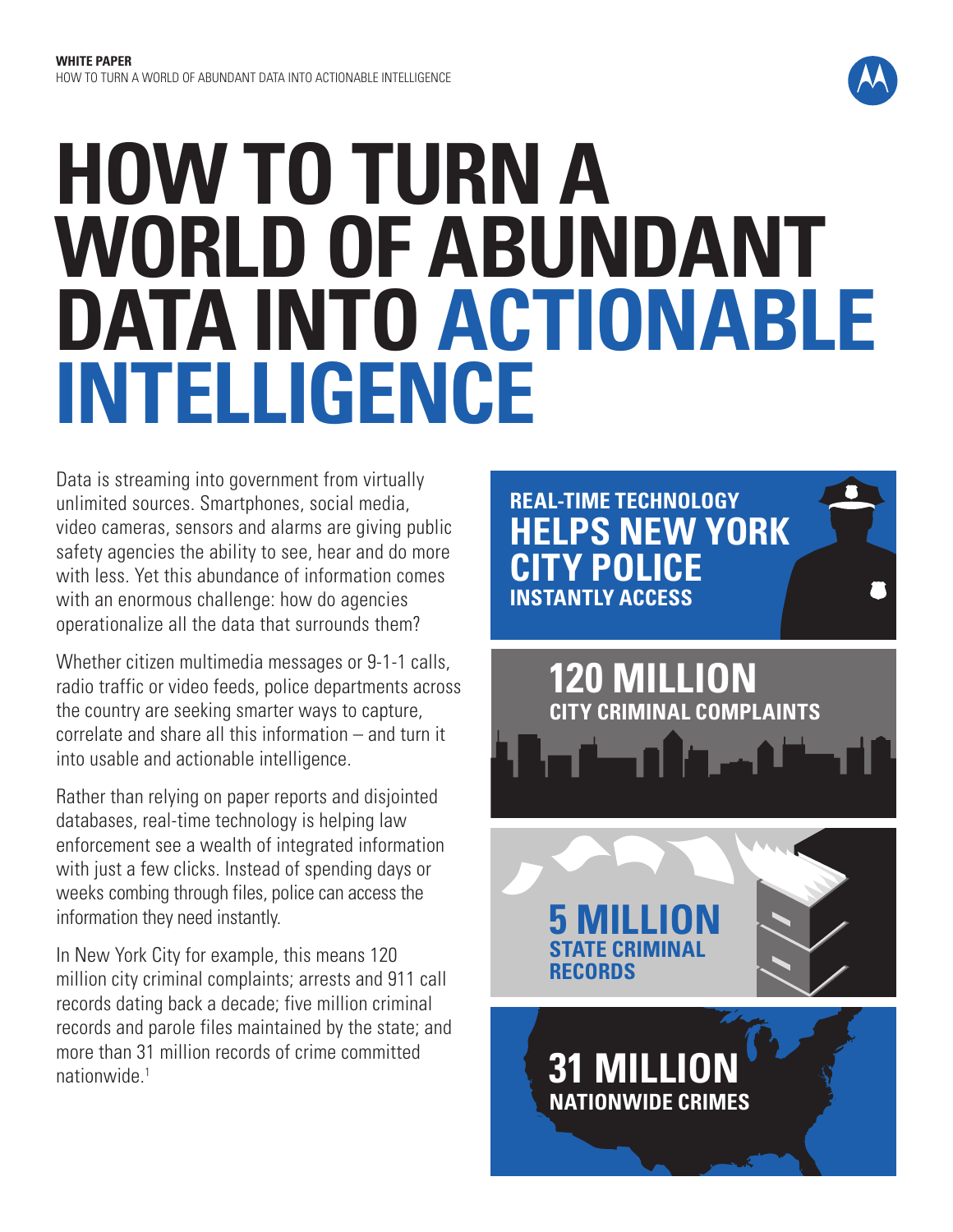# HOW TO TURN A WORLD OF ABUNDANT DATA INTO ACTIONABLE INTELLIGENCE

Data is streaming into government from virtually unlimited sources. Smartphones, social media, video cameras, sensors and alarms are giving public safety agencies the ability to see, hear and do more with less. Yet this abundance of information comes with an enormous challenge: how do agencies operationalize all the data that surrounds them?

Whether citizen multimedia messages or 9-1-1 calls, radio traffic or video feeds, police departments across the country are seeking smarter ways to capture, correlate and share all this information – and turn it into usable and actionable intelligence.

Rather than relying on paper reports and disjointed databases, real-time technology is helping law enforcement see a wealth of integrated information with just a few clicks. Instead of spending days or weeks combing through files, police can access the information they need instantly.

In New York City for example, this means 120 million city criminal complaints; arrests and 911 call records dating back a decade; five million criminal records and parole files maintained by the state; and more than 31 million records of crime committed nationwide.[1]

**REAL-TIME TECHNOLOGY HELPS NEW YORK CITY POLICE INSTANTLY ACCESS**

**120 MILLION** CITY CRIMINAL COMPLAINTS

**5 MILLION** STATE CRIMINAL RECORDS

**31 MILLION** NATIONWIDE CRIMES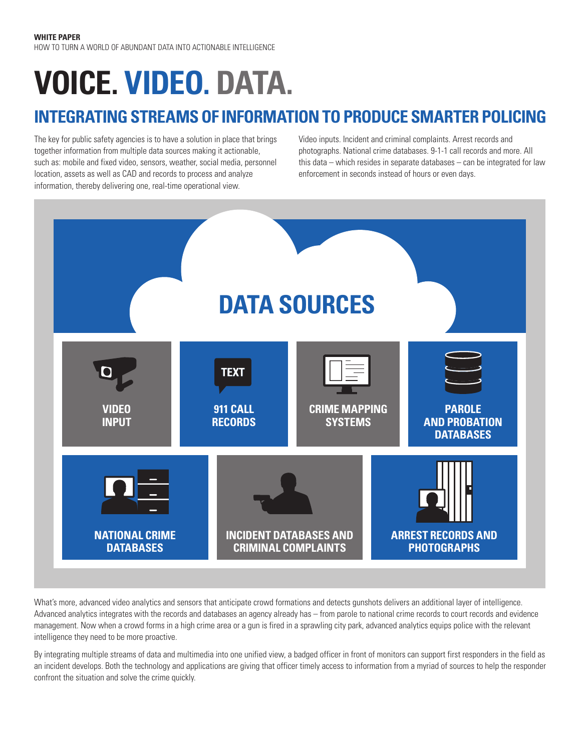**WHITE PAPER**
HOW TO TURN A WORLD OF ABUNDANT DATA INTO ACTIONABLE INTELLIGENCE

# VOICE. VIDEO. DATA.

## INTEGRATING STREAMS OF INFORMATION TO PRODUCE SMARTER POLICING

The key for public safety agencies is to have a solution in place that brings together information from multiple data sources making it actionable, such as: mobile and fixed video, sensors, weather, social media, personnel location, assets as well as CAD and records to process and analyze information, thereby delivering one, real-time operational view.

Video inputs. Incident and criminal complaints. Arrest records and photographs. National crime databases. 9-1-1 call records and more. All this data – which resides in separate databases – can be integrated for law enforcement in seconds instead of hours or even days.

### DATA SOURCES

- VIDEO INPUT
- 911 CALL RECORDS
- CRIME MAPPING SYSTEMS
- PAROLE AND PROBATION DATABASES
- NATIONAL CRIME DATABASES
- INCIDENT DATABASES AND CRIMINAL COMPLAINTS
- ARREST RECORDS AND PHOTOGRAPHS

What's more, advanced video analytics and sensors that anticipate crowd formations and detects gunshots delivers an additional layer of intelligence. Advanced analytics integrates with the records and databases an agency already has – from parole to national crime records to court records and evidence management. Now when a crowd forms in a high crime area or a gun is fired in a sprawling city park, advanced analytics equips police with the relevant intelligence they need to be more proactive.

By integrating multiple streams of data and multimedia into one unified view, a badged officer in front of monitors can support first responders in the field as an incident develops. Both the technology and applications are giving that officer timely access to information from a myriad of sources to help the responder confront the situation and solve the crime quickly.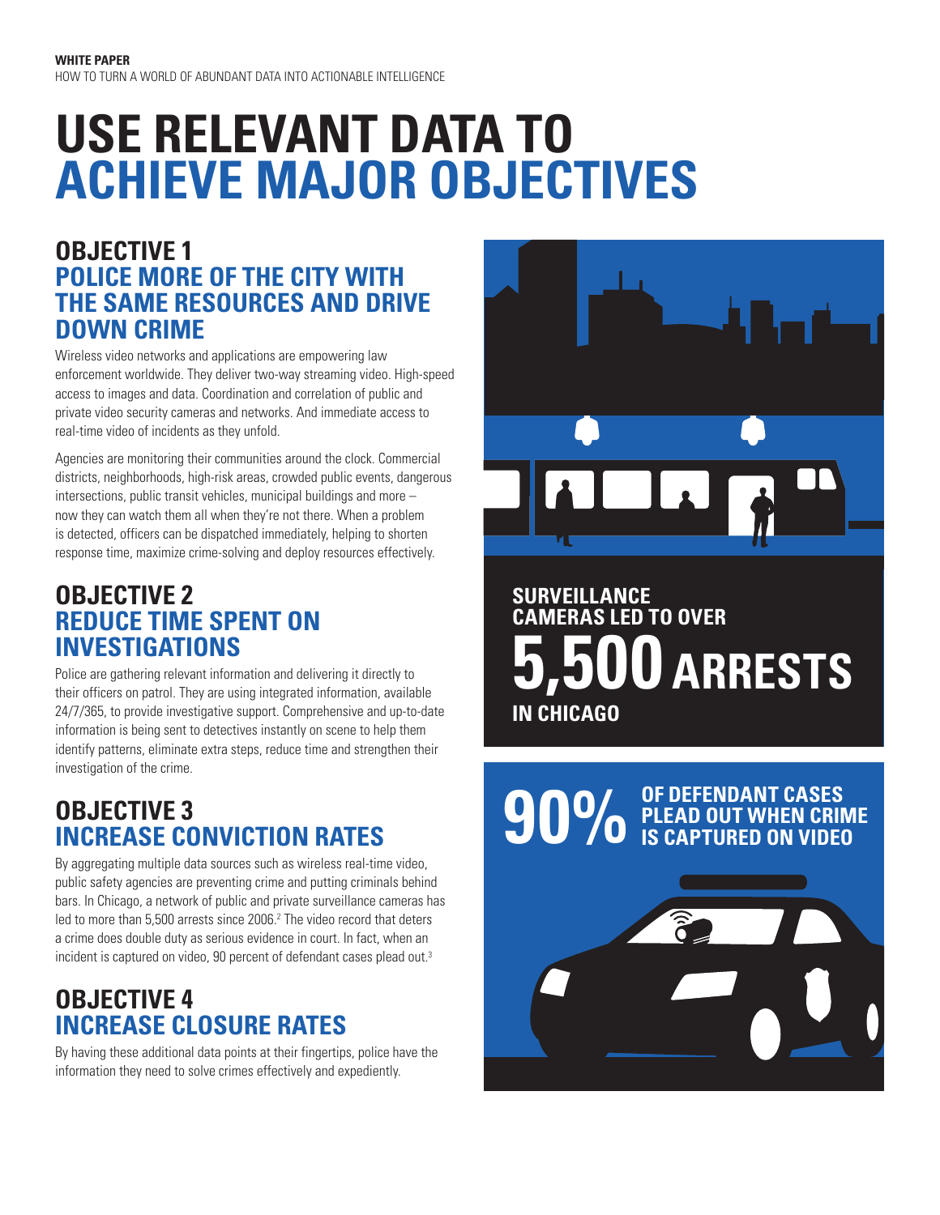# USE RELEVANT DATA TO ACHIEVE MAJOR OBJECTIVES

## OBJECTIVE 1
## POLICE MORE OF THE CITY WITH THE SAME RESOURCES AND DRIVE DOWN CRIME

Wireless video networks and applications are empowering law enforcement worldwide. They deliver two-way streaming video. High-speed access to images and data. Coordination and correlation of public and private video security cameras and networks. And immediate access to real-time video of incidents as they unfold.

Agencies are monitoring their communities around the clock. Commercial districts, neighborhoods, high-risk areas, crowded public events, dangerous intersections, public transit vehicles, municipal buildings and more – now they can watch them all when they're not there. When a problem is detected, officers can be dispatched immediately, helping to shorten response time, maximize crime-solving and deploy resources effectively.

## OBJECTIVE 2
## REDUCE TIME SPENT ON INVESTIGATIONS

Police are gathering relevant information and delivering it directly to their officers on patrol. They are using integrated information, available 24/7/365, to provide investigative support. Comprehensive and up-to-date information is being sent to detectives instantly on scene to help them identify patterns, eliminate extra steps, reduce time and strengthen their investigation of the crime.

## OBJECTIVE 3
## INCREASE CONVICTION RATES

By aggregating multiple data sources such as wireless real-time video, public safety agencies are preventing crime and putting criminals behind bars. In Chicago, a network of public and private surveillance cameras has led to more than 5,500 arrests since 2006.[2] The video record that deters a crime does double duty as serious evidence in court. In fact, when an incident is captured on video, 90 percent of defendant cases plead out.[3]

## OBJECTIVE 4
## INCREASE CLOSURE RATES

By having these additional data points at their fingertips, police have the information they need to solve crimes effectively and expediently.

**SURVEILLANCE CAMERAS LED TO OVER 5,500 ARRESTS IN CHICAGO**

**90% OF DEFENDANT CASES PLEAD OUT WHEN CRIME IS CAPTURED ON VIDEO**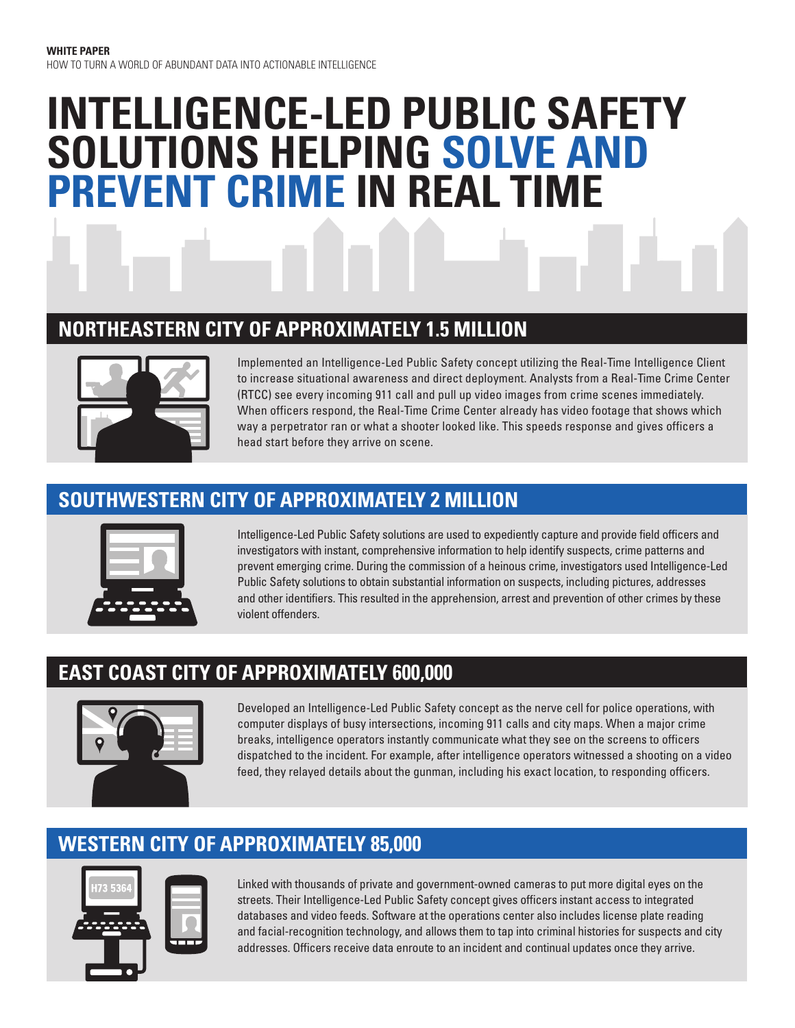**WHITE PAPER**
HOW TO TURN A WORLD OF ABUNDANT DATA INTO ACTIONABLE INTELLIGENCE

# INTELLIGENCE-LED PUBLIC SAFETY SOLUTIONS HELPING SOLVE AND PREVENT CRIME IN REAL TIME

## NORTHEASTERN CITY OF APPROXIMATELY 1.5 MILLION

Implemented an Intelligence-Led Public Safety concept utilizing the Real-Time Intelligence Client to increase situational awareness and direct deployment. Analysts from a Real-Time Crime Center (RTCC) see every incoming 911 call and pull up video images from crime scenes immediately. When officers respond, the Real-Time Crime Center already has video footage that shows which way a perpetrator ran or what a shooter looked like. This speeds response and gives officers a head start before they arrive on scene.

## SOUTHWESTERN CITY OF APPROXIMATELY 2 MILLION

Intelligence-Led Public Safety solutions are used to expediently capture and provide field officers and investigators with instant, comprehensive information to help identify suspects, crime patterns and prevent emerging crime. During the commission of a heinous crime, investigators used Intelligence-Led Public Safety solutions to obtain substantial information on suspects, including pictures, addresses and other identifiers. This resulted in the apprehension, arrest and prevention of other crimes by these violent offenders.

## EAST COAST CITY OF APPROXIMATELY 600,000

Developed an Intelligence-Led Public Safety concept as the nerve cell for police operations, with computer displays of busy intersections, incoming 911 calls and city maps. When a major crime breaks, intelligence operators instantly communicate what they see on the screens to officers dispatched to the incident. For example, after intelligence operators witnessed a shooting on a video feed, they relayed details about the gunman, including his exact location, to responding officers.

## WESTERN CITY OF APPROXIMATELY 85,000

Linked with thousands of private and government-owned cameras to put more digital eyes on the streets. Their Intelligence-Led Public Safety concept gives officers instant access to integrated databases and video feeds. Software at the operations center also includes license plate reading and facial-recognition technology, and allows them to tap into criminal histories for suspects and city addresses. Officers receive data enroute to an incident and continual updates once they arrive.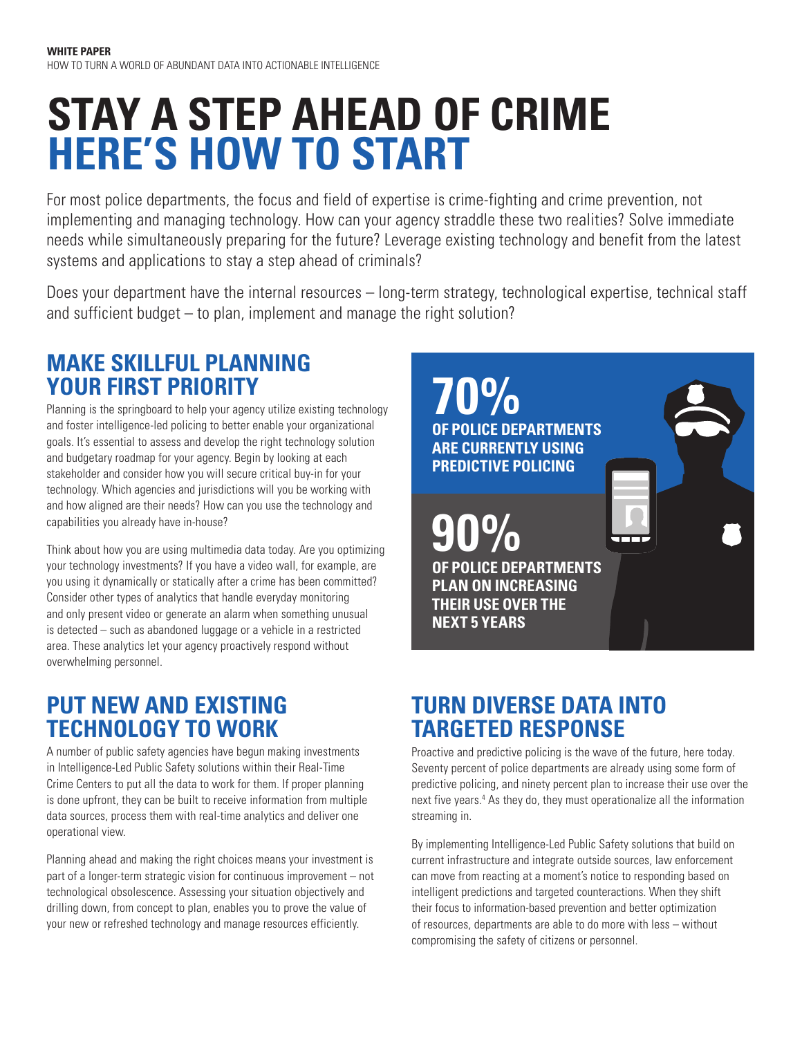**WHITE PAPER**
HOW TO TURN A WORLD OF ABUNDANT DATA INTO ACTIONABLE INTELLIGENCE

# STAY A STEP AHEAD OF CRIME
# HERE'S HOW TO START

For most police departments, the focus and field of expertise is crime-fighting and crime prevention, not implementing and managing technology. How can your agency straddle these two realities? Solve immediate needs while simultaneously preparing for the future? Leverage existing technology and benefit from the latest systems and applications to stay a step ahead of criminals?

Does your department have the internal resources – long-term strategy, technological expertise, technical staff and sufficient budget – to plan, implement and manage the right solution?

## MAKE SKILLFUL PLANNING YOUR FIRST PRIORITY

Planning is the springboard to help your agency utilize existing technology and foster intelligence-led policing to better enable your organizational goals. It's essential to assess and develop the right technology solution and budgetary roadmap for your agency. Begin by looking at each stakeholder and consider how you will secure critical buy-in for your technology. Which agencies and jurisdictions will you be working with and how aligned are their needs? How can you use the technology and capabilities you already have in-house?

Think about how you are using multimedia data today. Are you optimizing your technology investments? If you have a video wall, for example, are you using it dynamically or statically after a crime has been committed? Consider other types of analytics that handle everyday monitoring and only present video or generate an alarm when something unusual is detected – such as abandoned luggage or a vehicle in a restricted area. These analytics let your agency proactively respond without overwhelming personnel.

## PUT NEW AND EXISTING TECHNOLOGY TO WORK

A number of public safety agencies have begun making investments in Intelligence-Led Public Safety solutions within their Real-Time Crime Centers to put all the data to work for them. If proper planning is done upfront, they can be built to receive information from multiple data sources, process them with real-time analytics and deliver one operational view.

Planning ahead and making the right choices means your investment is part of a longer-term strategic vision for continuous improvement – not technological obsolescence. Assessing your situation objectively and drilling down, from concept to plan, enables you to prove the value of your new or refreshed technology and manage resources efficiently.

**70%**
**OF POLICE DEPARTMENTS ARE CURRENTLY USING PREDICTIVE POLICING**

**90%**
**OF POLICE DEPARTMENTS PLAN ON INCREASING THEIR USE OVER THE NEXT 5 YEARS**

## TURN DIVERSE DATA INTO TARGETED RESPONSE

Proactive and predictive policing is the wave of the future, here today. Seventy percent of police departments are already using some form of predictive policing, and ninety percent plan to increase their use over the next five years.[4] As they do, they must operationalize all the information streaming in.

By implementing Intelligence-Led Public Safety solutions that build on current infrastructure and integrate outside sources, law enforcement can move from reacting at a moment's notice to responding based on intelligent predictions and targeted counteractions. When they shift their focus to information-based prevention and better optimization of resources, departments are able to do more with less – without compromising the safety of citizens or personnel.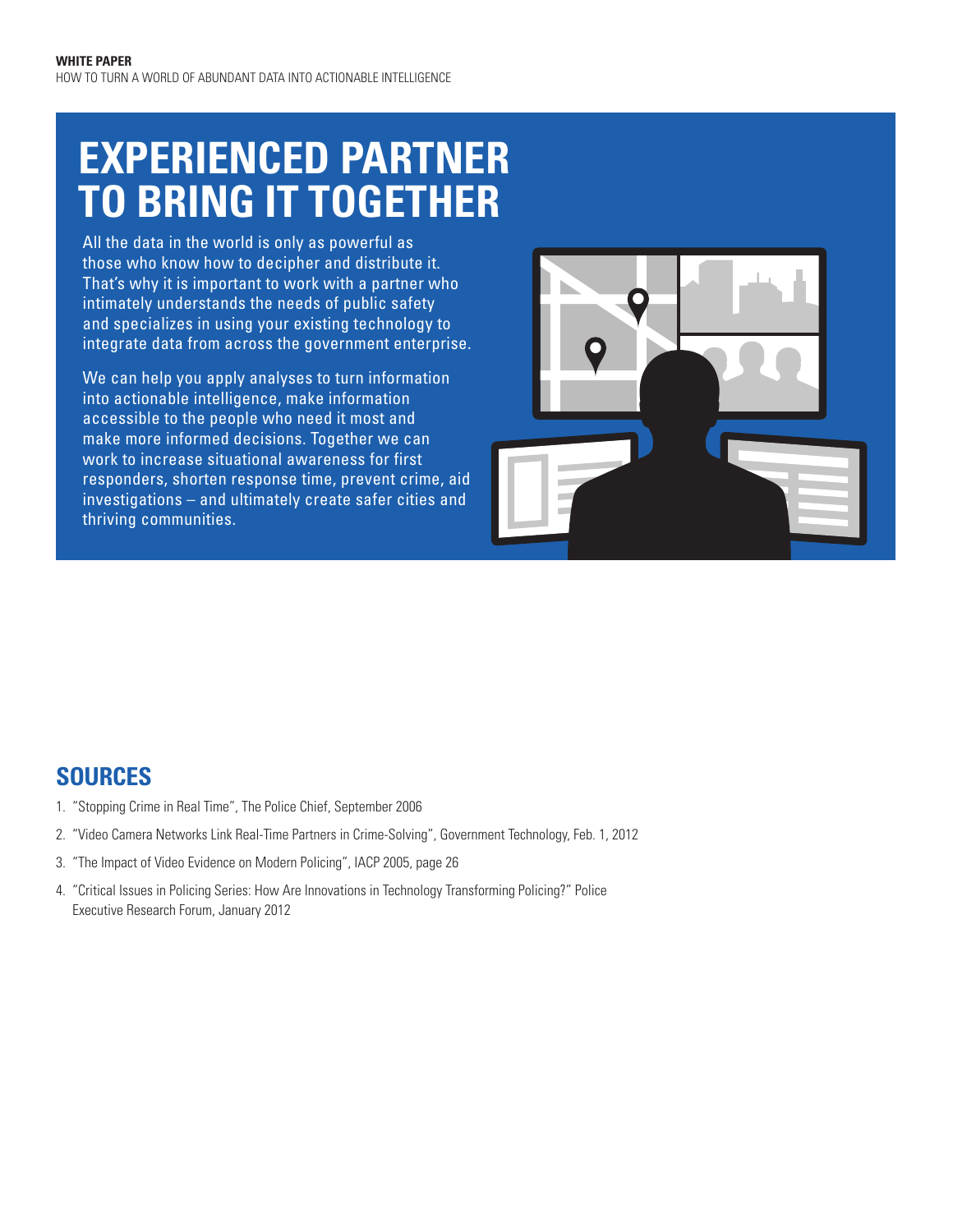# EXPERIENCED PARTNER TO BRING IT TOGETHER

All the data in the world is only as powerful as those who know how to decipher and distribute it. That's why it is important to work with a partner who intimately understands the needs of public safety and specializes in using your existing technology to integrate data from across the government enterprise.

We can help you apply analyses to turn information into actionable intelligence, make information accessible to the people who need it most and make more informed decisions. Together we can work to increase situational awareness for first responders, shorten response time, prevent crime, aid investigations – and ultimately create safer cities and thriving communities.

## SOURCES

1. "Stopping Crime in Real Time", The Police Chief, September 2006
2. "Video Camera Networks Link Real-Time Partners in Crime-Solving", Government Technology, Feb. 1, 2012
3. "The Impact of Video Evidence on Modern Policing", IACP 2005, page 26
4. "Critical Issues in Policing Series: How Are Innovations in Technology Transforming Policing?" Police Executive Research Forum, January 2012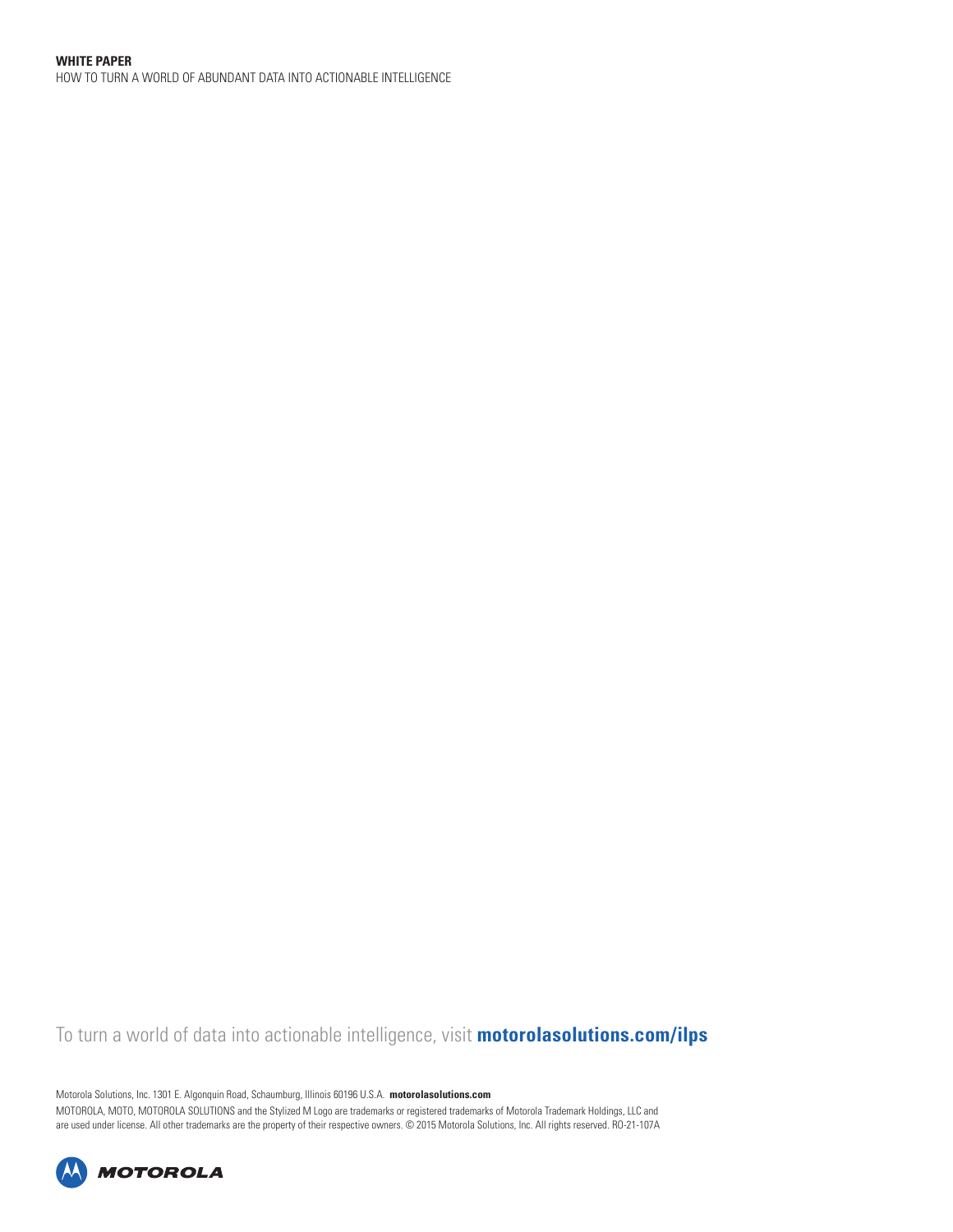To turn a world of data into actionable intelligence, visit **motorolasolutions.com/ilps**

Motorola Solutions, Inc. 1301 E. Algonquin Road, Schaumburg, Illinois 60196 U.S.A. **motorolasolutions.com**

MOTOROLA, MOTO, MOTOROLA SOLUTIONS and the Stylized M Logo are trademarks or registered trademarks of Motorola Trademark Holdings, LLC and are used under license. All other trademarks are the property of their respective owners. © 2015 Motorola Solutions, Inc. All rights reserved. RO-21-107A

MOTOROLA